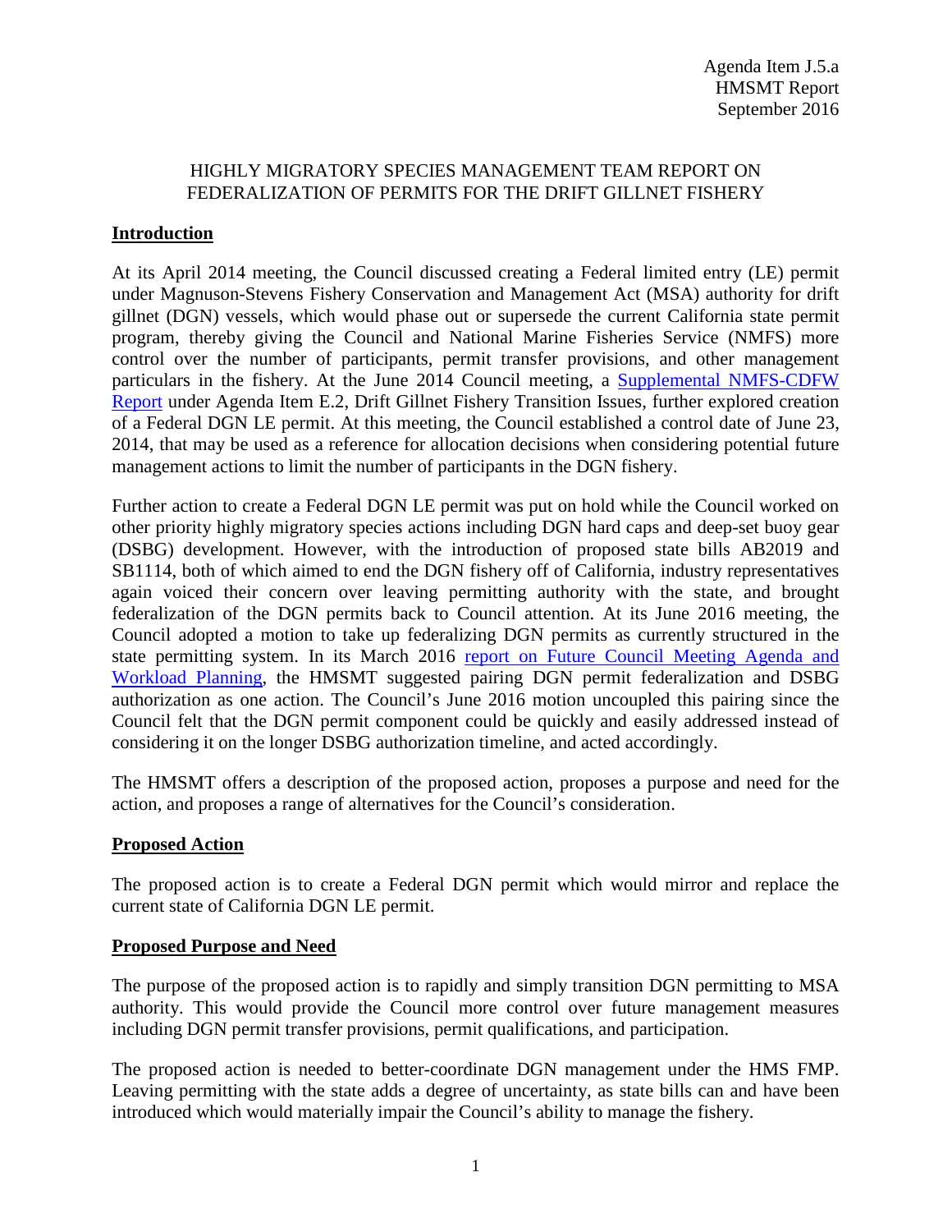Agenda Item J.5.a
HMSMT Report
September 2016

# HIGHLY MIGRATORY SPECIES MANAGEMENT TEAM REPORT ON FEDERALIZATION OF PERMITS FOR THE DRIFT GILLNET FISHERY

## Introduction

At its April 2014 meeting, the Council discussed creating a Federal limited entry (LE) permit under Magnuson-Stevens Fishery Conservation and Management Act (MSA) authority for drift gillnet (DGN) vessels, which would phase out or supersede the current California state permit program, thereby giving the Council and National Marine Fisheries Service (NMFS) more control over the number of participants, permit transfer provisions, and other management particulars in the fishery. At the June 2014 Council meeting, a Supplemental NMFS-CDFW Report under Agenda Item E.2, Drift Gillnet Fishery Transition Issues, further explored creation of a Federal DGN LE permit. At this meeting, the Council established a control date of June 23, 2014, that may be used as a reference for allocation decisions when considering potential future management actions to limit the number of participants in the DGN fishery.

Further action to create a Federal DGN LE permit was put on hold while the Council worked on other priority highly migratory species actions including DGN hard caps and deep-set buoy gear (DSBG) development. However, with the introduction of proposed state bills AB2019 and SB1114, both of which aimed to end the DGN fishery off of California, industry representatives again voiced their concern over leaving permitting authority with the state, and brought federalization of the DGN permits back to Council attention. At its June 2016 meeting, the Council adopted a motion to take up federalizing DGN permits as currently structured in the state permitting system. In its March 2016 report on Future Council Meeting Agenda and Workload Planning, the HMSMT suggested pairing DGN permit federalization and DSBG authorization as one action. The Council's June 2016 motion uncoupled this pairing since the Council felt that the DGN permit component could be quickly and easily addressed instead of considering it on the longer DSBG authorization timeline, and acted accordingly.

The HMSMT offers a description of the proposed action, proposes a purpose and need for the action, and proposes a range of alternatives for the Council's consideration.

## Proposed Action

The proposed action is to create a Federal DGN permit which would mirror and replace the current state of California DGN LE permit.

## Proposed Purpose and Need

The purpose of the proposed action is to rapidly and simply transition DGN permitting to MSA authority. This would provide the Council more control over future management measures including DGN permit transfer provisions, permit qualifications, and participation.

The proposed action is needed to better-coordinate DGN management under the HMS FMP. Leaving permitting with the state adds a degree of uncertainty, as state bills can and have been introduced which would materially impair the Council's ability to manage the fishery.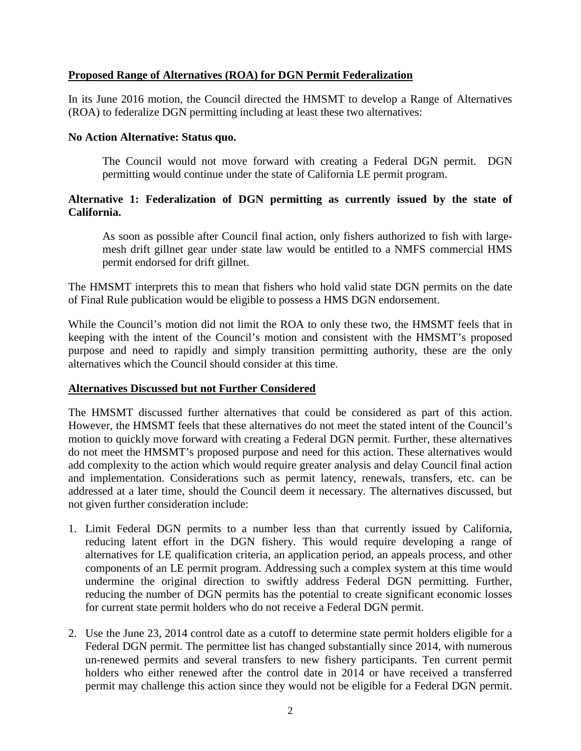**Proposed Range of Alternatives (ROA) for DGN Permit Federalization**

In its June 2016 motion, the Council directed the HMSMT to develop a Range of Alternatives (ROA) to federalize DGN permitting including at least these two alternatives:

**No Action Alternative: Status quo.**

> The Council would not move forward with creating a Federal DGN permit. DGN permitting would continue under the state of California LE permit program.

**Alternative 1: Federalization of DGN permitting as currently issued by the state of California.**

> As soon as possible after Council final action, only fishers authorized to fish with large-mesh drift gillnet gear under state law would be entitled to a NMFS commercial HMS permit endorsed for drift gillnet.

The HMSMT interprets this to mean that fishers who hold valid state DGN permits on the date of Final Rule publication would be eligible to possess a HMS DGN endorsement.

While the Council's motion did not limit the ROA to only these two, the HMSMT feels that in keeping with the intent of the Council's motion and consistent with the HMSMT's proposed purpose and need to rapidly and simply transition permitting authority, these are the only alternatives which the Council should consider at this time.

**Alternatives Discussed but not Further Considered**

The HMSMT discussed further alternatives that could be considered as part of this action. However, the HMSMT feels that these alternatives do not meet the stated intent of the Council's motion to quickly move forward with creating a Federal DGN permit. Further, these alternatives do not meet the HMSMT's proposed purpose and need for this action. These alternatives would add complexity to the action which would require greater analysis and delay Council final action and implementation. Considerations such as permit latency, renewals, transfers, etc. can be addressed at a later time, should the Council deem it necessary. The alternatives discussed, but not given further consideration include:

1. Limit Federal DGN permits to a number less than that currently issued by California, reducing latent effort in the DGN fishery. This would require developing a range of alternatives for LE qualification criteria, an application period, an appeals process, and other components of an LE permit program. Addressing such a complex system at this time would undermine the original direction to swiftly address Federal DGN permitting. Further, reducing the number of DGN permits has the potential to create significant economic losses for current state permit holders who do not receive a Federal DGN permit.

2. Use the June 23, 2014 control date as a cutoff to determine state permit holders eligible for a Federal DGN permit. The permittee list has changed substantially since 2014, with numerous un-renewed permits and several transfers to new fishery participants. Ten current permit holders who either renewed after the control date in 2014 or have received a transferred permit may challenge this action since they would not be eligible for a Federal DGN permit.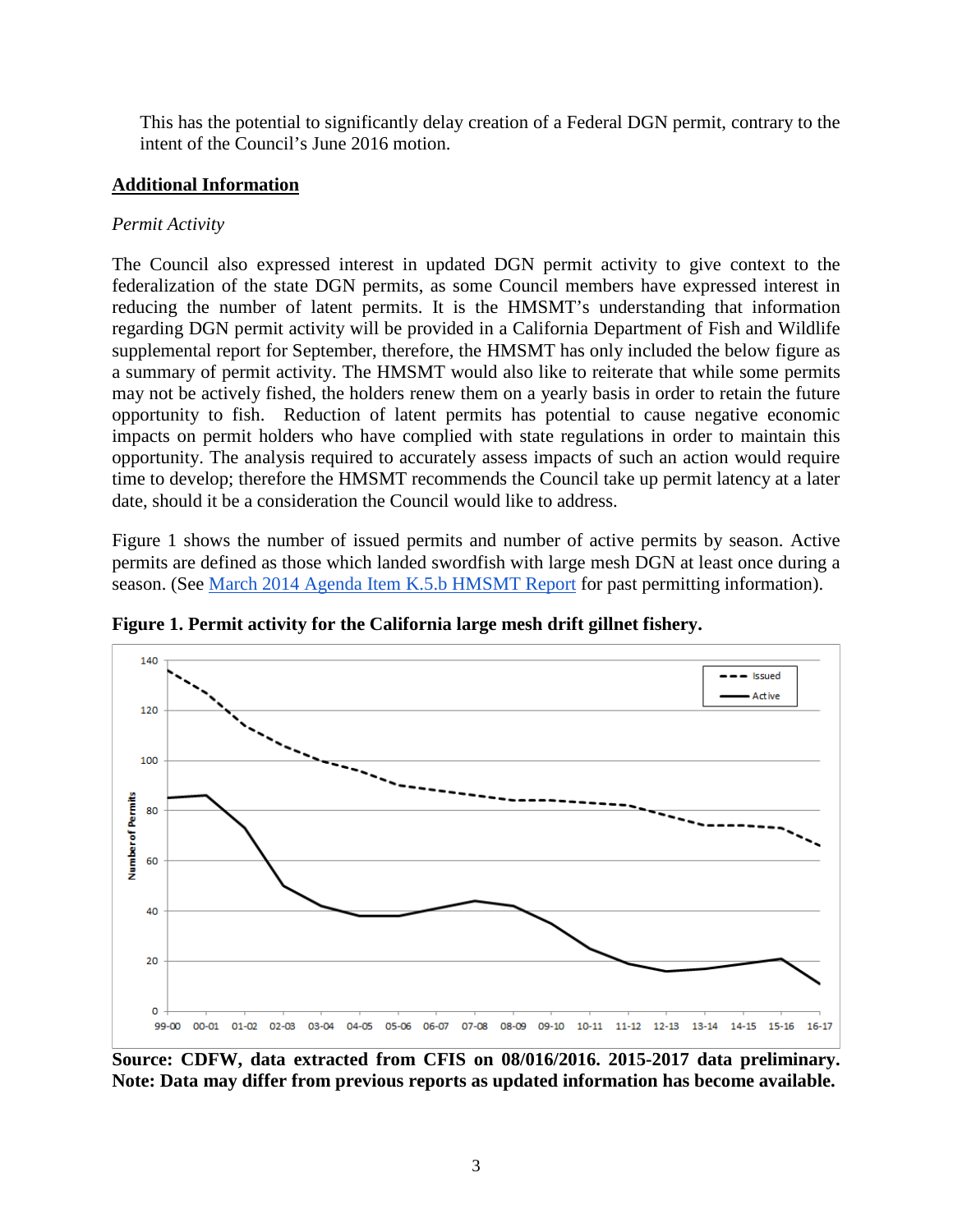This has the potential to significantly delay creation of a Federal DGN permit, contrary to the intent of the Council's June 2016 motion.

## Additional Information

*Permit Activity*

The Council also expressed interest in updated DGN permit activity to give context to the federalization of the state DGN permits, as some Council members have expressed interest in reducing the number of latent permits. It is the HMSMT's understanding that information regarding DGN permit activity will be provided in a California Department of Fish and Wildlife supplemental report for September, therefore, the HMSMT has only included the below figure as a summary of permit activity. The HMSMT would also like to reiterate that while some permits may not be actively fished, the holders renew them on a yearly basis in order to retain the future opportunity to fish. Reduction of latent permits has potential to cause negative economic impacts on permit holders who have complied with state regulations in order to maintain this opportunity. The analysis required to accurately assess impacts of such an action would require time to develop; therefore the HMSMT recommends the Council take up permit latency at a later date, should it be a consideration the Council would like to address.

Figure 1 shows the number of issued permits and number of active permits by season. Active permits are defined as those which landed swordfish with large mesh DGN at least once during a season. (See [March 2014 Agenda Item K.5.b HMSMT Report]() for past permitting information).

**Figure 1. Permit activity for the California large mesh drift gillnet fishery.**

**Source: CDFW, data extracted from CFIS on 08/016/2016. 2015-2017 data preliminary. Note: Data may differ from previous reports as updated information has become available.**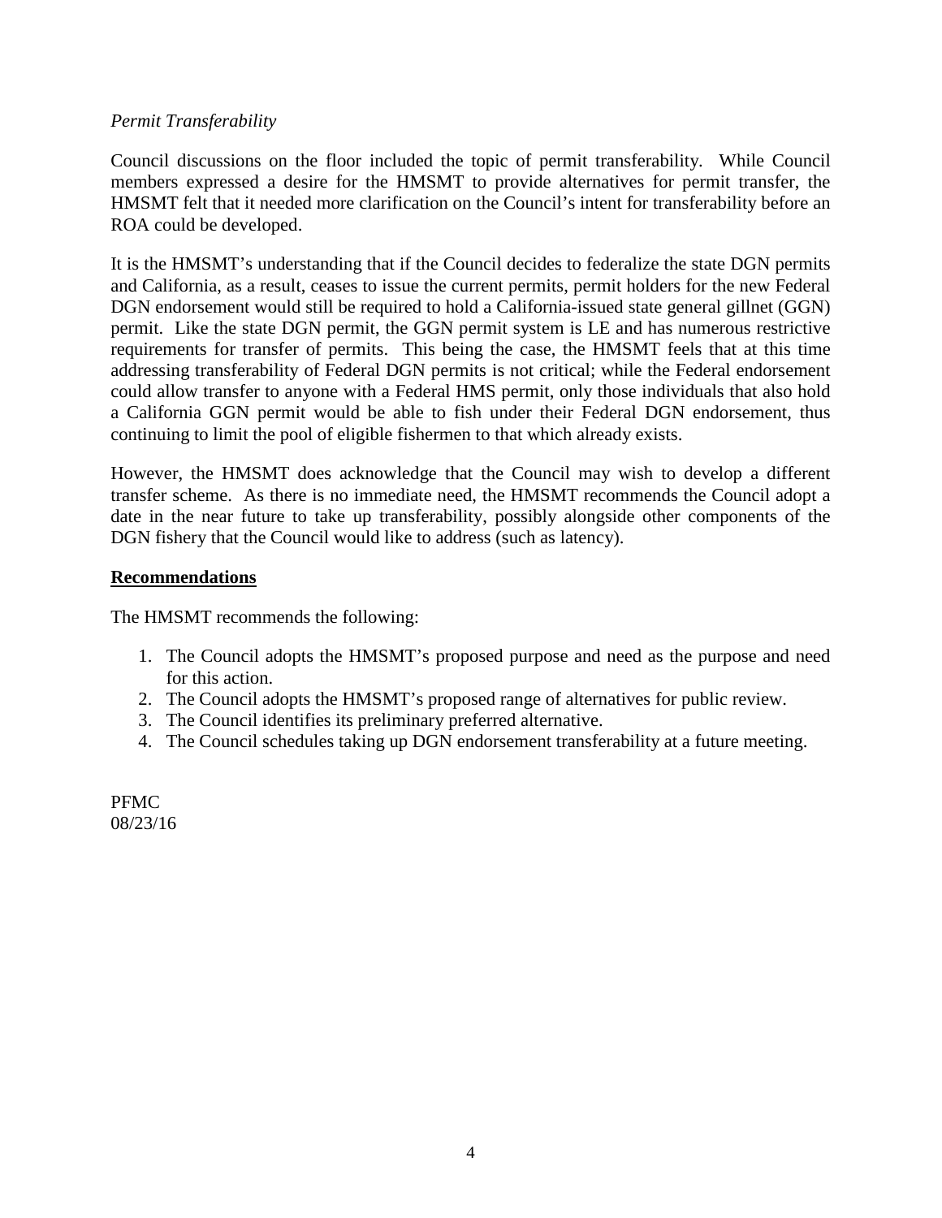*Permit Transferability*

Council discussions on the floor included the topic of permit transferability. While Council members expressed a desire for the HMSMT to provide alternatives for permit transfer, the HMSMT felt that it needed more clarification on the Council's intent for transferability before an ROA could be developed.

It is the HMSMT's understanding that if the Council decides to federalize the state DGN permits and California, as a result, ceases to issue the current permits, permit holders for the new Federal DGN endorsement would still be required to hold a California-issued state general gillnet (GGN) permit. Like the state DGN permit, the GGN permit system is LE and has numerous restrictive requirements for transfer of permits. This being the case, the HMSMT feels that at this time addressing transferability of Federal DGN permits is not critical; while the Federal endorsement could allow transfer to anyone with a Federal HMS permit, only those individuals that also hold a California GGN permit would be able to fish under their Federal DGN endorsement, thus continuing to limit the pool of eligible fishermen to that which already exists.

However, the HMSMT does acknowledge that the Council may wish to develop a different transfer scheme. As there is no immediate need, the HMSMT recommends the Council adopt a date in the near future to take up transferability, possibly alongside other components of the DGN fishery that the Council would like to address (such as latency).

**Recommendations**

The HMSMT recommends the following:

1. The Council adopts the HMSMT's proposed purpose and need as the purpose and need for this action.
2. The Council adopts the HMSMT's proposed range of alternatives for public review.
3. The Council identifies its preliminary preferred alternative.
4. The Council schedules taking up DGN endorsement transferability at a future meeting.

PFMC
08/23/16